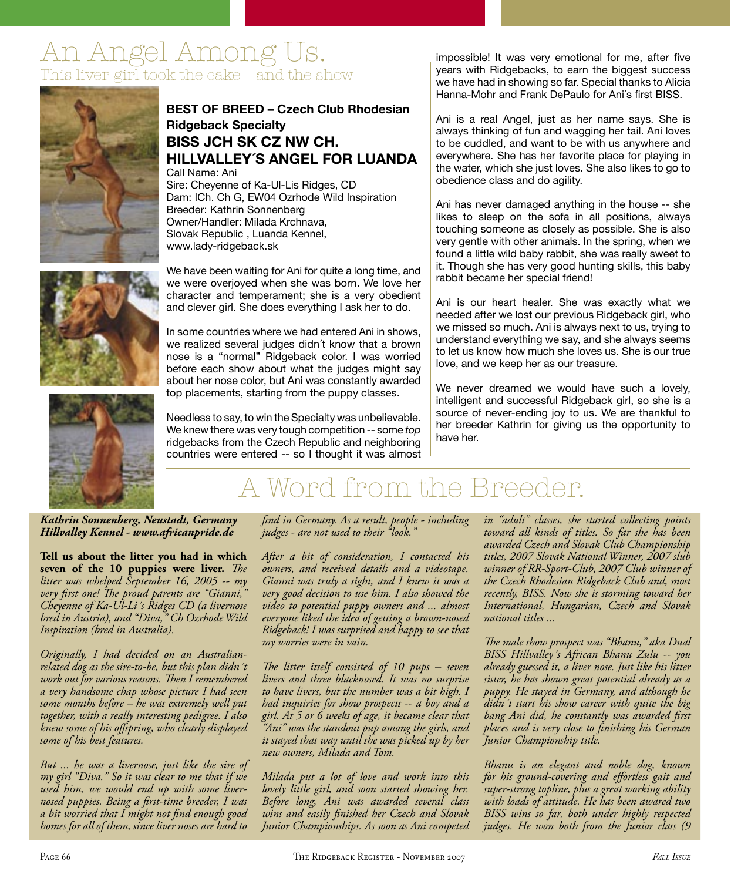# An Angel Among Us.

## This liver girl took the cake – and the show

**BEST OF BREED – Czech Club Rhodesian Ridgeback Specialty**

**BISS JCH SK CZ NW CH. HILLVALLEY´S ANGEL FOR LUANDA**

Call Name: Ani
Sire: Cheyenne of Ka-Ul-Lis Ridges, CD
Dam: ICh. Ch G, EW04 Ozrhode Wild Inspiration
Breeder: Kathrin Sonnenberg
Owner/Handler: Milada Krchnava, Slovak Republic , Luanda Kennel, www.lady-ridgeback.sk

We have been waiting for Ani for quite a long time, and we were overjoyed when she was born. We love her character and temperament; she is a very obedient and clever girl. She does everything I ask her to do.

In some countries where we had entered Ani in shows, we realized several judges didn´t know that a brown nose is a "normal" Ridgeback color. I was worried before each show about what the judges might say about her nose color, but Ani was constantly awarded top placements, starting from the puppy classes.

Needless to say, to win the Specialty was unbelievable. We knew there was very tough competition -- some *top* ridgebacks from the Czech Republic and neighboring countries were entered -- so I thought it was almost impossible! It was very emotional for me, after five years with Ridgebacks, to earn the biggest success we have had in showing so far. Special thanks to Alicia Hanna-Mohr and Frank DePaulo for Ani´s first BISS.

Ani is a real Angel, just as her name says. She is always thinking of fun and wagging her tail. Ani loves to be cuddled, and want to be with us anywhere and everywhere. She has her favorite place for playing in the water, which she just loves. She also likes to go to obedience class and do agility.

Ani has never damaged anything in the house -- she likes to sleep on the sofa in all positions, always touching someone as closely as possible. She is also very gentle with other animals. In the spring, when we found a little wild baby rabbit, she was really sweet to it. Though she has very good hunting skills, this baby rabbit became her special friend!

Ani is our heart healer. She was exactly what we needed after we lost our previous Ridgeback girl, who we missed so much. Ani is always next to us, trying to understand everything we say, and she always seems to let us know how much she loves us. She is our true love, and we keep her as our treasure.

We never dreamed we would have such a lovely, intelligent and successful Ridgeback girl, so she is a source of never-ending joy to us. We are thankful to her breeder Kathrin for giving us the opportunity to have her.

# A Word from the Breeder.

***Kathrin Sonnenberg, Neustadt, Germany***
***Hillvalley Kennel - www.africanpride.de***

**Tell us about the litter you had in which seven of the 10 puppies were liver.** *The litter was whelped September 16, 2005 -- my very first one! The proud parents are "Gianni," Cheyenne of Ka-Ul-Li´s Ridges CD (a livernose bred in Austria), and "Diva," Ch Ozrhode Wild Inspiration (bred in Australia).*

*Originally, I had decided on an Australian-related dog as the sire-to-be, but this plan didn´t work out for various reasons. Then I remembered a very handsome chap whose picture I had seen some months before – he was extremely well put together, with a really interesting pedigree. I also knew some of his offspring, who clearly displayed some of his best features.*

*But ... he was a livernose, just like the sire of my girl "Diva." So it was clear to me that if we used him, we would end up with some liver-nosed puppies. Being a first-time breeder, I was a bit worried that I might not find enough good homes for all of them, since liver noses are hard to find in Germany. As a result, people - including judges - are not used to their "look."*

*After a bit of consideration, I contacted his owners, and received details and a videotape. Gianni was truly a sight, and I knew it was a very good decision to use him. I also showed the video to potential puppy owners and ... almost everyone liked the idea of getting a brown-nosed Ridgeback! I was surprised and happy to see that my worries were in vain.*

*The litter itself consisted of 10 pups – seven livers and three blacknosed. It was no surprise to have livers, but the number was a bit high. I had inquiries for show prospects -- a boy and a girl. At 5 or 6 weeks of age, it became clear that "Ani" was the standout pup among the girls, and it stayed that way until she was picked up by her new owners, Milada and Tom.*

*Milada put a lot of love and work into this lovely little girl, and soon started showing her. Before long, Ani was awarded several class wins and easily finished her Czech and Slovak Junior Championships. As soon as Ani competed in "adult" classes, she started collecting points toward all kinds of titles. So far she has been awarded Czech and Slovak Club Championship titles, 2007 Slovak National Winner, 2007 slub winner of RR-Sport-Club, 2007 Club winner of the Czech Rhodesian Ridgeback Club and, most recently, BISS. Now she is storming toward her International, Hungarian, Czech and Slovak national titles ...*

*The male show prospect was "Bhanu," aka Dual BISS Hillvalley´s African Bhanu Zulu -- you already guessed it, a liver nose. Just like his litter sister, he has shown great potential already as a puppy. He stayed in Germany, and although he didn´t start his show career with quite the big bang Ani did, he constantly was awarded first places and is very close to finishing his German Junior Championship title.*

*Bhanu is an elegant and noble dog, known for his ground-covering and effortless gait and super-strong topline, plus a great working ability with loads of attitude. He has been awared two BISS wins so far, both under highly respected judges. He won both from the Junior class (9*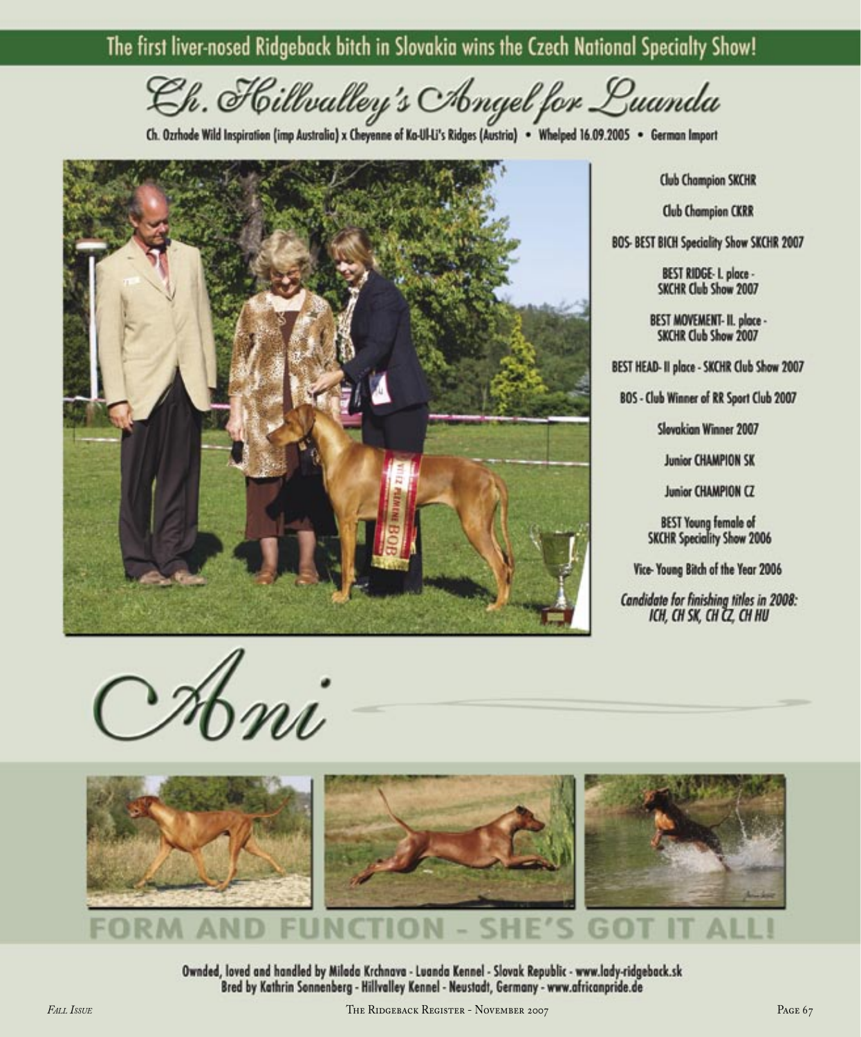The first liver-nosed Ridgeback bitch in Slovakia wins the Czech National Specialty Show!

# Ch. Hillvalley's Angel for Luanda

Ch. Ozrhode Wild Inspiration (imp Australia) x Cheyenne of Ka-Ul-Li's Ridges (Austria) • Whelped 16.09.2005 • German Import

Club Champion SKCHR

Club Champion CKRR

BOS- BEST BICH Speciality Show SKCHR 2007

BEST RIDGE- I. place - SKCHR Club Show 2007

BEST MOVEMENT- II. place - SKCHR Club Show 2007

BEST HEAD- II place - SKCHR Club Show 2007

BOS - Club Winner of RR Sport Club 2007

Slovakian Winner 2007

Junior CHAMPION SK

Junior CHAMPION CZ

BEST Young female of SKCHR Speciality Show 2006

Vice- Young Bitch of the Year 2006

*Candidate for finishing titles in 2008: ICH, CH SK, CH CZ, CH HU*

## Ani

## FORM AND FUNCTION - SHE'S GOT IT ALL!

**Ownded, loved and handled by Miloda Krchnava - Luanda Kennel - Slovak Republic - www.lady-ridgeback.sk**
**Bred by Kathrin Sonnenberg - Hillvalley Kennel - Neustadt, Germany - www.africanpride.de**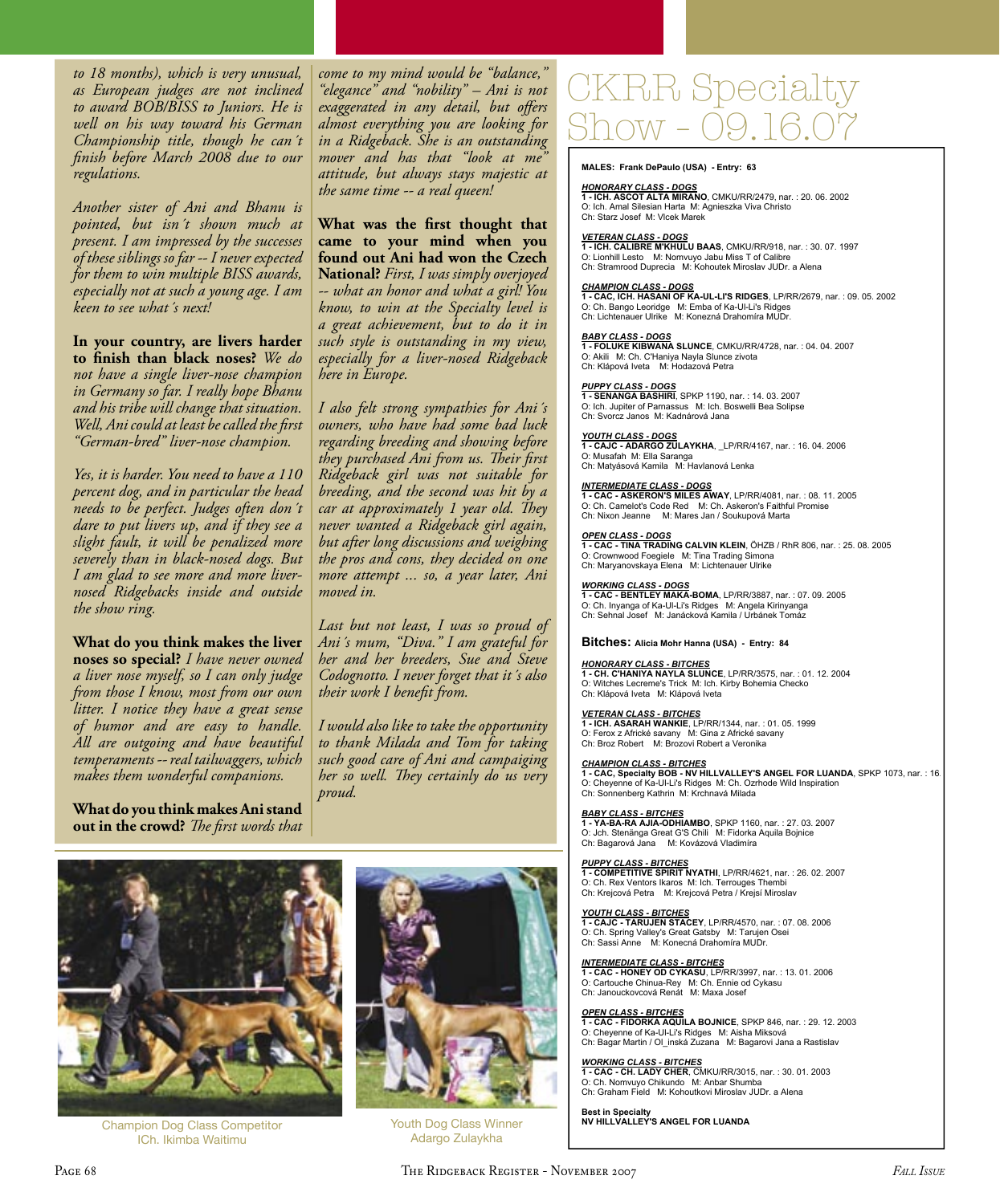to 18 months), which is very unusual, as European judges are not inclined to award BOB/BISS to Juniors. He is well on his way toward his German Championship title, though he can´t finish before March 2008 due to our regulations.

Another sister of Ani and Bhanu is pointed, but isn´t shown much at present. I am impressed by the successes of these siblings so far -- I never expected for them to win multiple BISS awards, especially not at such a young age. I am keen to see what´s next!

**In your country, are livers harder to finish than black noses?** *We do not have a single liver-nose champion in Germany so far. I really hope Bhanu and his tribe will change that situation. Well, Ani could at least be called the first "German-bred" liver-nose champion.*

*Yes, it is harder. You need to have a 110 percent dog, and in particular the head needs to be perfect. Judges often don´t dare to put livers up, and if they see a slight fault, it will be penalized more severely than in black-nosed dogs. But I am glad to see more and more liver-nosed Ridgebacks inside and outside the show ring.*

**What do you think makes the liver noses so special?** *I have never owned a liver nose myself, so I can only judge from those I know, most from our own litter. I notice they have a great sense of humor and are easy to handle. All are outgoing and have beautiful temperaments -- real tailwaggers, which makes them wonderful companions.*

**What do you think makes Ani stand out in the crowd?** *The first words that come to my mind would be "balance," "elegance" and "nobility" – Ani is not exaggerated in any detail, but offers almost everything you are looking for in a Ridgeback. She is an outstanding mover and has that "look at me" attitude, but always stays majestic at the same time -- a real queen!*

**What was the first thought that came to your mind when you found out Ani had won the Czech National?** *First, I was simply overjoyed -- what an honor and what a girl! You know, to win at the Specialty level is a great achievement, but to do it in such style is outstanding in my view, especially for a liver-nosed Ridgeback here in Europe.*

*I also felt strong sympathies for Ani´s owners, who have had some bad luck regarding breeding and showing before they purchased Ani from us. Their first Ridgeback girl was not suitable for breeding, and the second was hit by a car at approximately 1 year old. They never wanted a Ridgeback girl again, but after long discussions and weighing the pros and cons, they decided on one more attempt ... so, a year later, Ani moved in.*

*Last but not least, I was so proud of Ani´s mum, "Diva." I am grateful for her and her breeders, Sue and Steve Codognotto. I never forget that it´s also their work I benefit from.*

*I would also like to take the opportunity to thank Milada and Tom for taking such good care of Ani and campaiging her so well. They certainly do us very proud.*

Champion Dog Class Competitor
ICh. Ikimba Waitimu

Youth Dog Class Winner
Adargo Zulaykha

# CKRR Specialty Show - 09.16.07

**MALES: Frank DePaulo (USA) - Entry: 63**

***HONORARY CLASS - DOGS***
**1 - ICH. ASCOT ALTA MIRANO**, CMKU/RR/2479, nar. : 20. 06. 2002
O: Ich. Amal Silesian Harta M: Agnieszka Viva Christo
Ch: Starz Josef M: Vlcek Marek

***VETERAN CLASS - DOGS***
**1 - ICH. CALIBRE M'KHULU BAAS**, CMKU/RR/918, nar. : 30. 07. 1997
O: Lionhill Lesto M: Nomvuyo Jabu Miss T of Calibre
Ch: Stramrood Duprecia M: Kohoutek Miroslav JUDr. a Alena

***CHAMPION CLASS - DOGS***
**1 - CAC, ICH. HASANI OF KA-UL-LI'S RIDGES**, LP/RR/2679, nar. : 09. 05. 2002
O: Ch. Bango Leoridge M: Emba of Ka-Ul-Li's Ridges
Ch: Lichtenauer Ulrike M: Konezná Drahomíra MUDr.

***BABY CLASS - DOGS***
**1 - FOLUKE KIBWANA SLUNCE**, CMKU/RR/4728, nar. : 04. 04. 2007
O: Akili M: Ch. C'Haniya Nayla Slunce zivota
Ch: Klápová Iveta M: Hodazová Petra

***PUPPY CLASS - DOGS***
**1 - SENANGA BASHIRI**, SPKP 1190, nar. : 14. 03. 2007
O: Ich. Jupiter of Parnassus M: Ich. Boswelli Bea Solipse
Ch: Svorcz Janos M: Kadnárová Jana

***YOUTH CLASS - DOGS***
**1 - CAJC - ADARGO ZULAYKHA**, _LP/RR/4167, nar. : 16. 04. 2006
O: Musafah M: Ella Saranga
Ch: Matyásová Kamila M: Havlanová Lenka

***INTERMEDIATE CLASS - DOGS***
**1 - CAC - ASKERON'S MILES AWAY**, LP/RR/4081, nar. : 08. 11. 2005
O: Ch. Camelot's Code Red M: Ch. Askeron's Faithful Promise
Ch: Nixon Jeanne M: Mares Jan / Soukupová Marta

***OPEN CLASS - DOGS***
**1 - CAC - TINA TRADING CALVIN KLEIN**, ÖHZB / RhR 806, nar. : 25. 08. 2005
O: Crownwood Foegiele M: Tina Trading Simona
Ch: Maryanovskaya Elena M: Lichtenauer Ulrike

***WORKING CLASS - DOGS***
**1 - CAC - BENTLEY MAKA-BOMA**, LP/RR/3887, nar. : 07. 09. 2005
O: Ch. Inyanga of Ka-Ul-Li's Ridges M: Angela Kirinyanga
Ch: Sehnal Josef M: Janácková Kamila / Urbánek Tomáz

**Bitches: Alicia Mohr Hanna (USA) - Entry: 84**

***HONORARY CLASS - BITCHES***
**1 - CH. C'HANIYA NAYLA SLUNCE**, LP/RR/3575, nar. : 01. 12. 2004
O: Witches Lecreme's Trick M: Ich. Kirby Bohemia Checko
Ch: Klápová Iveta M: Klápová Iveta

***VETERAN CLASS - BITCHES***
**1 - ICH. ASARAH WANKIE**, LP/RR/1344, nar. : 01. 05. 1999
O: Ferox z Africké savany M: Gina z Africké savany
Ch: Broz Robert M: Brozovi Robert a Veronika

***CHAMPION CLASS - BITCHES***
**1 - CAC, Specialty BOB - NV HILLVALLEY'S ANGEL FOR LUANDA**, SPKP 1073, nar. : 16.
O: Cheyenne of Ka-Ul-Li's Ridges M: Ch. Ozrhode Wild Inspiration
Ch: Sonnenberg Kathrin M: Krchnavá Milada

***BABY CLASS - BITCHES***
**1 - YA-BA-RA AJIA-ODHIAMBO**, SPKP 1160, nar. : 27. 03. 2007
O: Jch. Stenänga Great G'S Chili M: Fidorka Aquila Bojnice
Ch: Bagarová Jana M: Kovázová Vladimíra

***PUPPY CLASS - BITCHES***
**1 - COMPETITIVE SPIRIT NYATHI**, LP/RR/4621, nar. : 26. 02. 2007
O: Ch. Rex Ventors Ikaros M: Ich. Terrouges Thembi
Ch: Krejcová Petra M: Krejcová Petra / Krejsí Miroslav

***YOUTH CLASS - BITCHES***
**1 - CAJC - TARUJEN STACEY**, LP/RR/4570, nar. : 07. 08. 2006
O: Ch. Spring Valley's Great Gatsby M: Tarujen Osei
Ch: Sassi Anne M: Konecná Drahomíra MUDr.

***INTERMEDIATE CLASS - BITCHES***
**1 - CAC - HONEY OD CYKASU**, LP/RR/3997, nar. : 13. 01. 2006
O: Cartouche Chinua-Rey M: Ch. Ennie od Cykasu
Ch: Janouckovcová Renát M: Maxa Josef

***OPEN CLASS - BITCHES***
**1 - CAC - FIDORKA AQUILA BOJNICE**, SPKP 846, nar. : 29. 12. 2003
O: Cheyenne of Ka-Ul-Li's Ridges M: Aisha Miksová
Ch: Bagar Martin / Ol_inská Zuzana M: Bagarovi Jana a Rastislav

***WORKING CLASS - BITCHES***
**1 - CAC - CH. LADY CHER**, CMKU/RR/3015, nar. : 30. 01. 2003
O: Ch. Nomvuyo Chikundo M: Anbar Shumba
Ch: Graham Field M: Kohoutkovi Miroslav JUDr. a Alena

**Best in Specialty**
**NV HILLVALLEY'S ANGEL FOR LUANDA**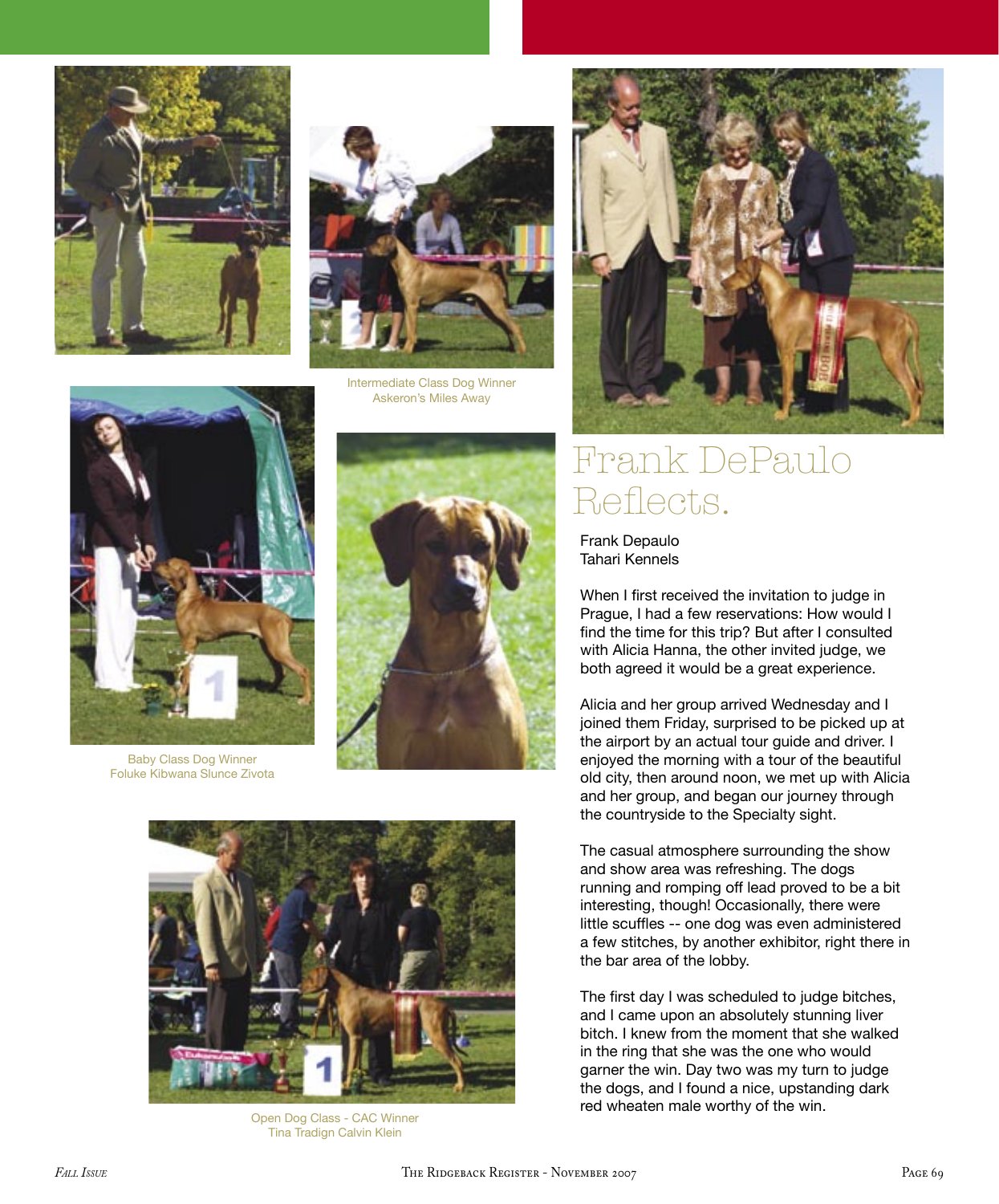Intermediate Class Dog Winner
Askeron's Miles Away

Baby Class Dog Winner
Foluke Kibwana Slunce Zivota

Open Dog Class - CAC Winner
Tina Tradign Calvin Klein

# Frank DePaulo Reflects.

Frank Depaulo
Tahari Kennels

When I first received the invitation to judge in Prague, I had a few reservations: How would I find the time for this trip? But after I consulted with Alicia Hanna, the other invited judge, we both agreed it would be a great experience.

Alicia and her group arrived Wednesday and I joined them Friday, surprised to be picked up at the airport by an actual tour guide and driver. I enjoyed the morning with a tour of the beautiful old city, then around noon, we met up with Alicia and her group, and began our journey through the countryside to the Specialty sight.

The casual atmosphere surrounding the show and show area was refreshing. The dogs running and romping off lead proved to be a bit interesting, though! Occasionally, there were little scuffles -- one dog was even administered a few stitches, by another exhibitor, right there in the bar area of the lobby.

The first day I was scheduled to judge bitches, and I came upon an absolutely stunning liver bitch. I knew from the moment that she walked in the ring that she was the one who would garner the win. Day two was my turn to judge the dogs, and I found a nice, upstanding dark red wheaten male worthy of the win.